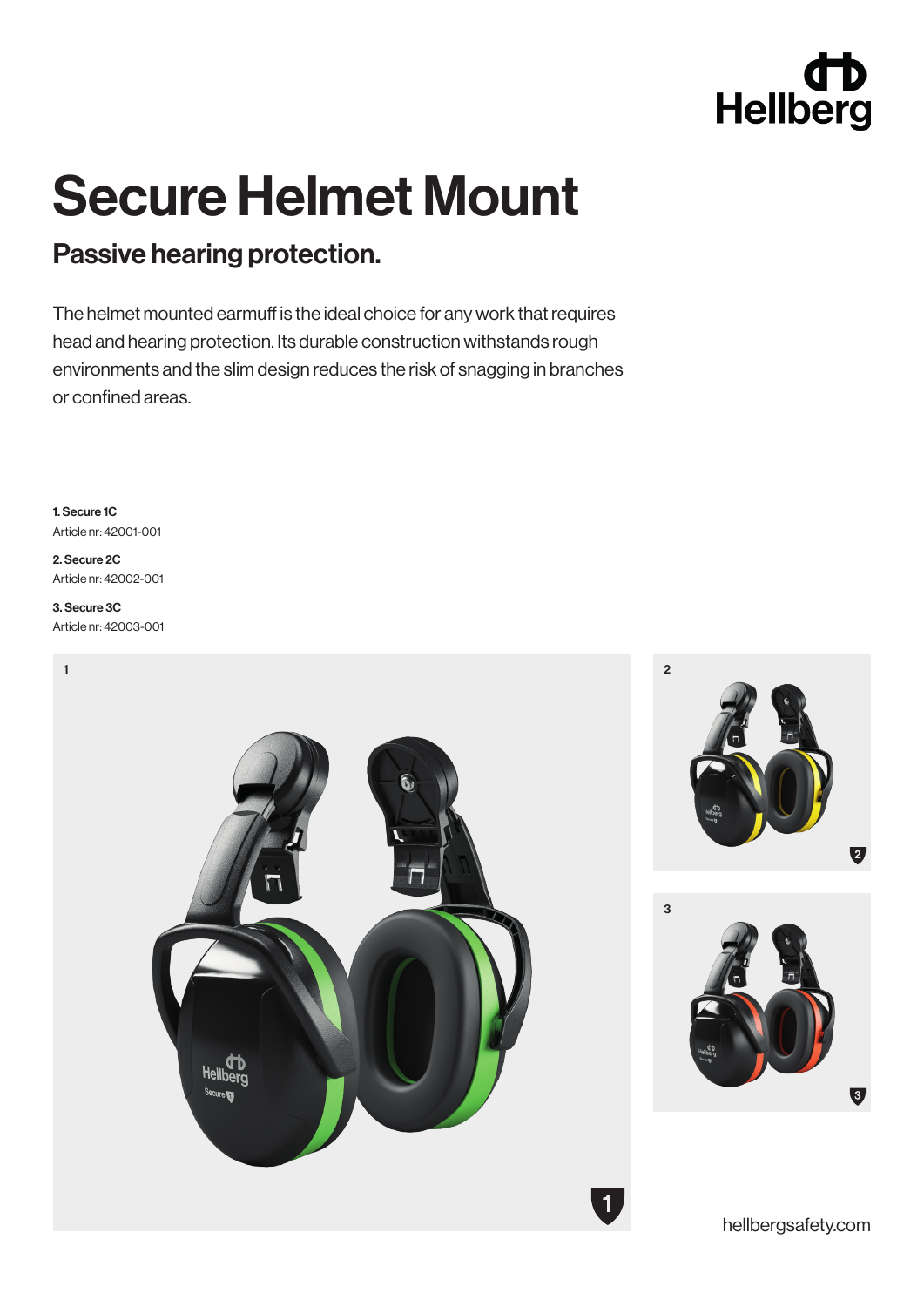# Secure Helmet Mount

## Passive hearing protection.

The helmet mounted earmuff is the ideal choice for any work that requires head and hearing protection. Its durable construction withstands rough environments and the slim design reduces the risk of snagging in branches or confined areas.

**1. Secure 1C**
Article nr: 42001-001

**2. Secure 2C**
Article nr: 42002-001

**3. Secure 3C**
Article nr: 42003-001

hellbergsafety.com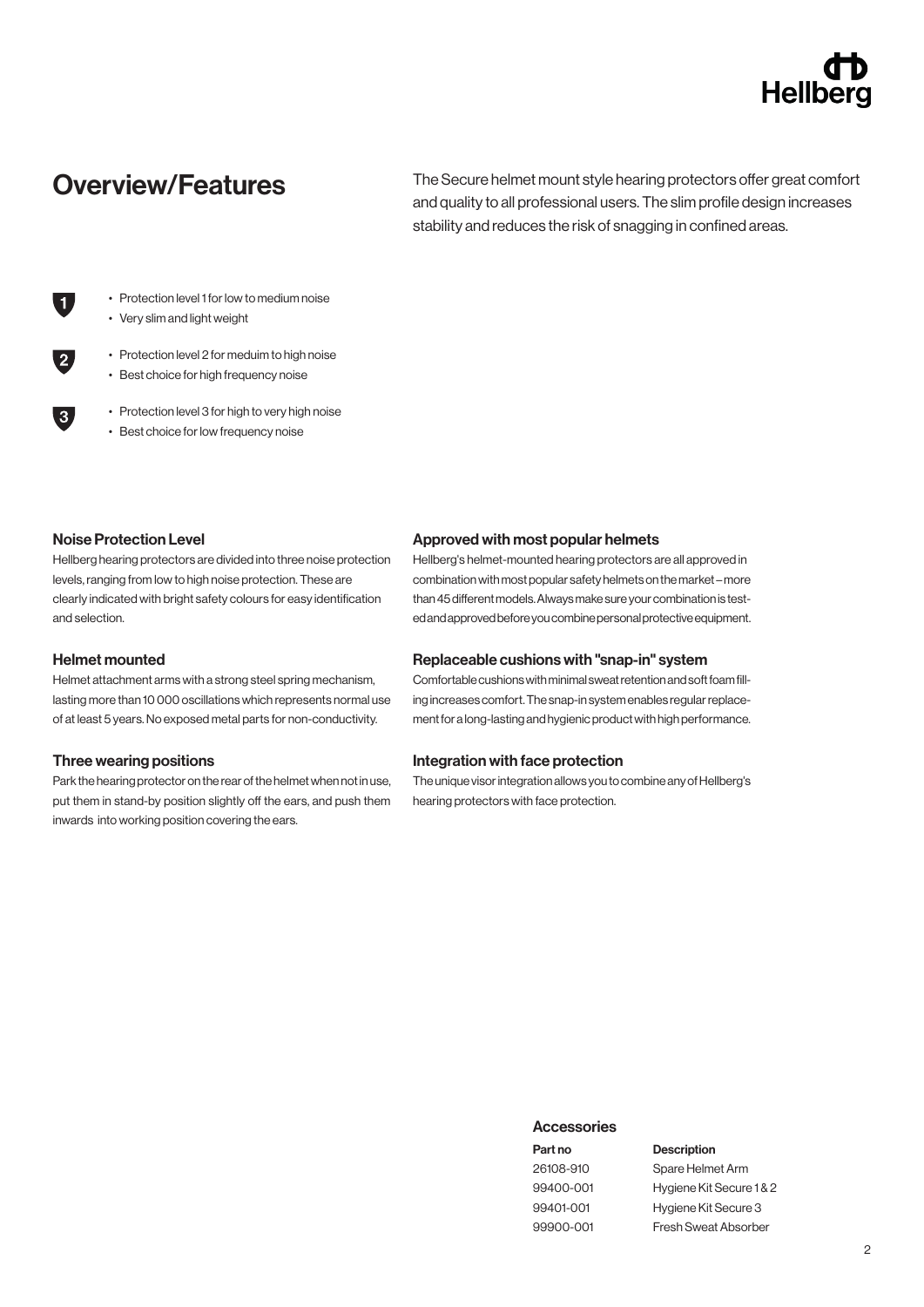## Overview/Features

The Secure helmet mount style hearing protectors offer great comfort and quality to all professional users. The slim profile design increases stability and reduces the risk of snagging in confined areas.

**1**
- Protection level 1 for low to medium noise
- Very slim and light weight

**2**
- Protection level 2 for meduim to high noise
- Best choice for high frequency noise

**3**
- Protection level 3 for high to very high noise
- Best choice for low frequency noise

### Noise Protection Level

Hellberg hearing protectors are divided into three noise protection levels, ranging from low to high noise protection. These are clearly indicated with bright safety colours for easy identification and selection.

### Helmet mounted

Helmet attachment arms with a strong steel spring mechanism, lasting more than 10 000 oscillations which represents normal use of at least 5 years. No exposed metal parts for non-conductivity.

### Three wearing positions

Park the hearing protector on the rear of the helmet when not in use, put them in stand-by position slightly off the ears, and push them inwards into working position covering the ears.

### Approved with most popular helmets

Hellberg's helmet-mounted hearing protectors are all approved in combination with most popular safety helmets on the market – more than 45 different models. Always make sure your combination is tested and approved before you combine personal protective equipment.

### Replaceable cushions with "snap-in" system

Comfortable cushions with minimal sweat retention and soft foam filling increases comfort. The snap-in system enables regular replacement for a long-lasting and hygienic product with high performance.

### Integration with face protection

The unique visor integration allows you to combine any of Hellberg's hearing protectors with face protection.

### Accessories

| Part no | Description |
|---|---|
| 26108-910 | Spare Helmet Arm |
| 99400-001 | Hygiene Kit Secure 1 & 2 |
| 99401-001 | Hygiene Kit Secure 3 |
| 99900-001 | Fresh Sweat Absorber |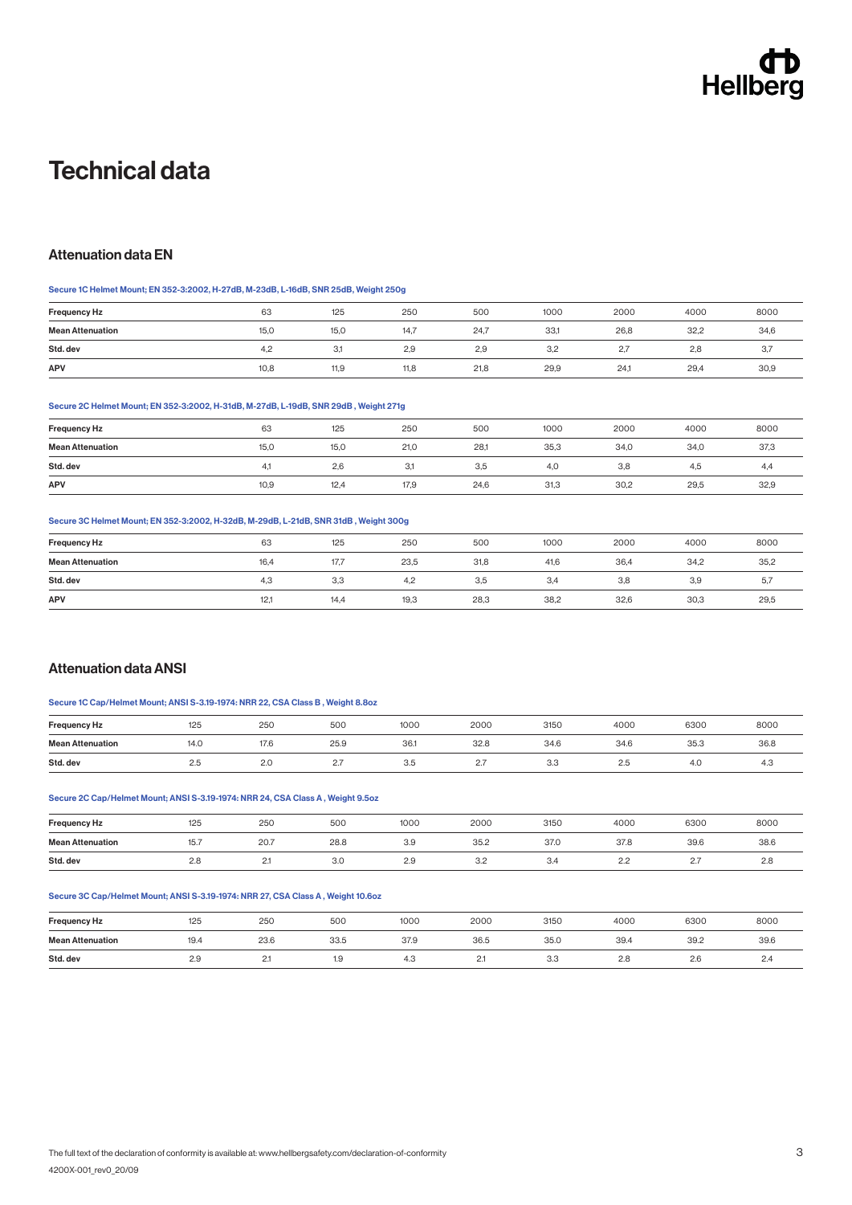# Technical data

## Attenuation data EN

### Secure 1C Helmet Mount; EN 352-3:2002, H-27dB, M-23dB, L-16dB, SNR 25dB, Weight 250g

| Frequency Hz | 63 | 125 | 250 | 500 | 1000 | 2000 | 4000 | 8000 |
|---|---|---|---|---|---|---|---|---|
| Mean Attenuation | 15,0 | 15,0 | 14,7 | 24,7 | 33,1 | 26,8 | 32,2 | 34,6 |
| Std. dev | 4,2 | 3,1 | 2,9 | 2,9 | 3,2 | 2,7 | 2,8 | 3,7 |
| APV | 10,8 | 11,9 | 11,8 | 21,8 | 29,9 | 24,1 | 29,4 | 30,9 |

### Secure 2C Helmet Mount; EN 352-3:2002, H-31dB, M-27dB, L-19dB, SNR 29dB , Weight 271g

| Frequency Hz | 63 | 125 | 250 | 500 | 1000 | 2000 | 4000 | 8000 |
|---|---|---|---|---|---|---|---|---|
| Mean Attenuation | 15,0 | 15,0 | 21,0 | 28,1 | 35,3 | 34,0 | 34,0 | 37,3 |
| Std. dev | 4,1 | 2,6 | 3,1 | 3,5 | 4,0 | 3,8 | 4,5 | 4,4 |
| APV | 10,9 | 12,4 | 17,9 | 24,6 | 31,3 | 30,2 | 29,5 | 32,9 |

### Secure 3C Helmet Mount; EN 352-3:2002, H-32dB, M-29dB, L-21dB, SNR 31dB , Weight 300g

| Frequency Hz | 63 | 125 | 250 | 500 | 1000 | 2000 | 4000 | 8000 |
|---|---|---|---|---|---|---|---|---|
| Mean Attenuation | 16,4 | 17,7 | 23,5 | 31,8 | 41,6 | 36,4 | 34,2 | 35,2 |
| Std. dev | 4,3 | 3,3 | 4,2 | 3,5 | 3,4 | 3,8 | 3,9 | 5,7 |
| APV | 12,1 | 14,4 | 19,3 | 28,3 | 38,2 | 32,6 | 30,3 | 29,5 |

## Attenuation data ANSI

### Secure 1C Cap/Helmet Mount; ANSI S-3.19-1974: NRR 22, CSA Class B , Weight 8.8oz

| Frequency Hz | 125 | 250 | 500 | 1000 | 2000 | 3150 | 4000 | 6300 | 8000 |
|---|---|---|---|---|---|---|---|---|---|
| Mean Attenuation | 14.0 | 17.6 | 25.9 | 36.1 | 32.8 | 34.6 | 34.6 | 35.3 | 36.8 |
| Std. dev | 2.5 | 2.0 | 2.7 | 3.5 | 2.7 | 3.3 | 2.5 | 4.0 | 4.3 |

### Secure 2C Cap/Helmet Mount; ANSI S-3.19-1974: NRR 24, CSA Class A , Weight 9.5oz

| Frequency Hz | 125 | 250 | 500 | 1000 | 2000 | 3150 | 4000 | 6300 | 8000 |
|---|---|---|---|---|---|---|---|---|---|
| Mean Attenuation | 15.7 | 20.7 | 28.8 | 3.9 | 35.2 | 37.0 | 37.8 | 39.6 | 38.6 |
| Std. dev | 2.8 | 2.1 | 3.0 | 2.9 | 3.2 | 3.4 | 2.2 | 2.7 | 2.8 |

### Secure 3C Cap/Helmet Mount; ANSI S-3.19-1974: NRR 27, CSA Class A , Weight 10.6oz

| Frequency Hz | 125 | 250 | 500 | 1000 | 2000 | 3150 | 4000 | 6300 | 8000 |
|---|---|---|---|---|---|---|---|---|---|
| Mean Attenuation | 19.4 | 23.6 | 33.5 | 37.9 | 36.5 | 35.0 | 39.4 | 39.2 | 39.6 |
| Std. dev | 2.9 | 2.1 | 1.9 | 4.3 | 2.1 | 3.3 | 2.8 | 2.6 | 2.4 |

The full text of the declaration of conformity is available at: www.hellbergsafety.com/declaration-of-conformity

4200X-001_rev0_20/09